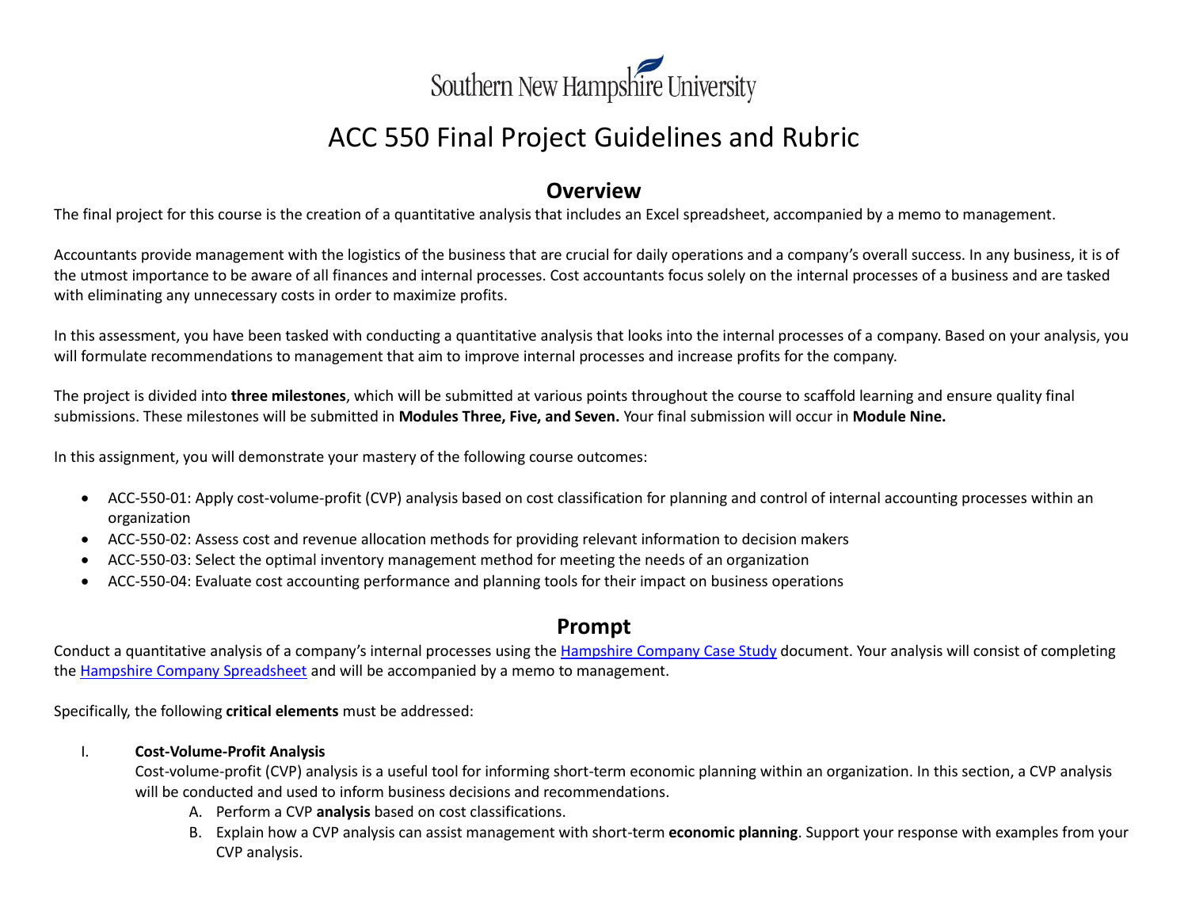Southern New Hampshire University

# ACC 550 Final Project Guidelines and Rubric

## Overview

The final project for this course is the creation of a quantitative analysis that includes an Excel spreadsheet, accompanied by a memo to management.

Accountants provide management with the logistics of the business that are crucial for daily operations and a company's overall success. In any business, it is of the utmost importance to be aware of all finances and internal processes. Cost accountants focus solely on the internal processes of a business and are tasked with eliminating any unnecessary costs in order to maximize profits.

In this assessment, you have been tasked with conducting a quantitative analysis that looks into the internal processes of a company. Based on your analysis, you will formulate recommendations to management that aim to improve internal processes and increase profits for the company.

The project is divided into **three milestones**, which will be submitted at various points throughout the course to scaffold learning and ensure quality final submissions. These milestones will be submitted in **Modules Three, Five, and Seven.** Your final submission will occur in **Module Nine.**

In this assignment, you will demonstrate your mastery of the following course outcomes:

- ACC-550-01: Apply cost-volume-profit (CVP) analysis based on cost classification for planning and control of internal accounting processes within an organization
- ACC-550-02: Assess cost and revenue allocation methods for providing relevant information to decision makers
- ACC-550-03: Select the optimal inventory management method for meeting the needs of an organization
- ACC-550-04: Evaluate cost accounting performance and planning tools for their impact on business operations

## Prompt

Conduct a quantitative analysis of a company's internal processes using the Hampshire Company Case Study document. Your analysis will consist of completing the Hampshire Company Spreadsheet and will be accompanied by a memo to management.

Specifically, the following **critical elements** must be addressed:

I. **Cost-Volume-Profit Analysis**
   Cost-volume-profit (CVP) analysis is a useful tool for informing short-term economic planning within an organization. In this section, a CVP analysis will be conducted and used to inform business decisions and recommendations.
   
   A. Perform a CVP **analysis** based on cost classifications.
   
   B. Explain how a CVP analysis can assist management with short-term **economic planning**. Support your response with examples from your CVP analysis.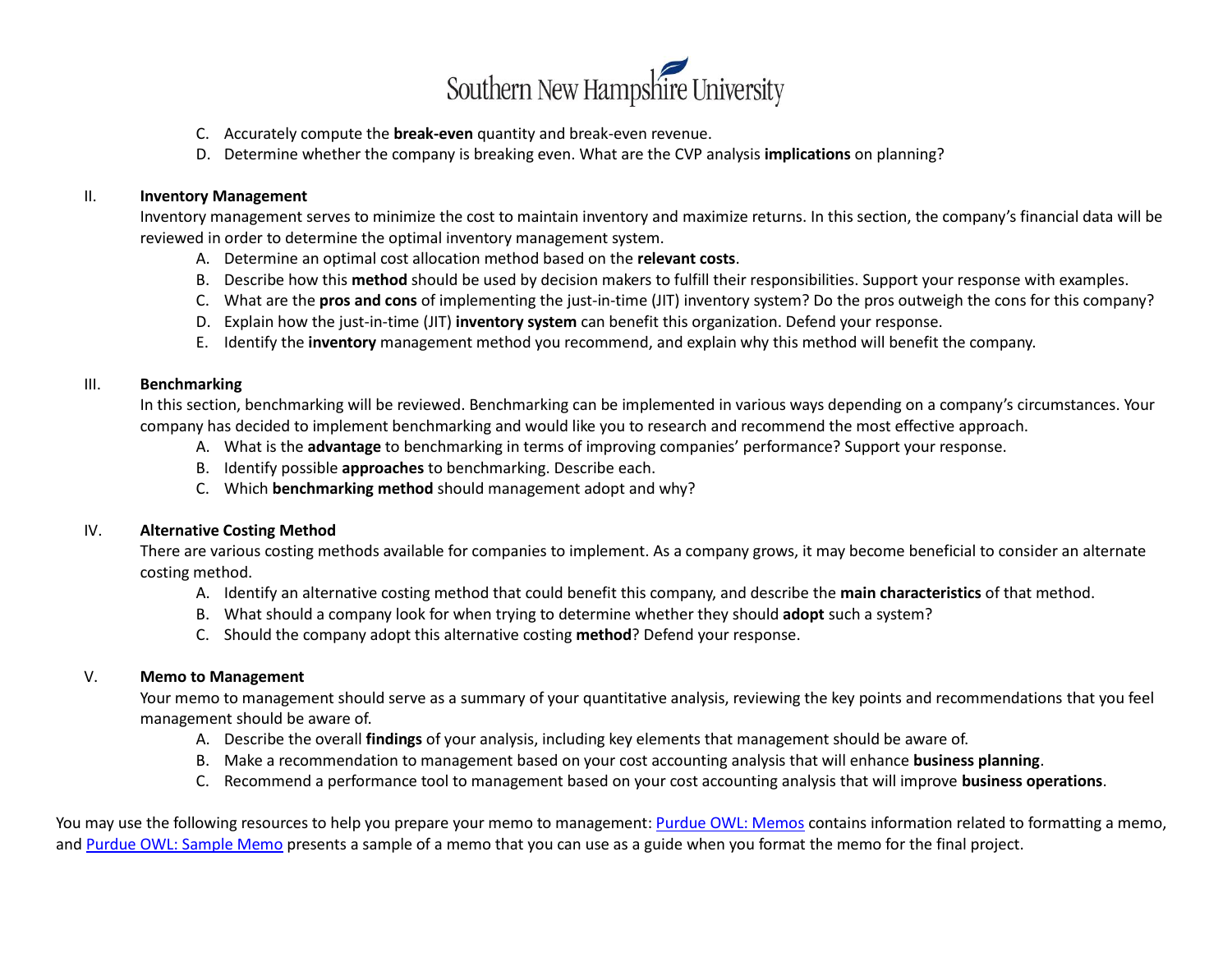C. Accurately compute the **break-even** quantity and break-even revenue.
D. Determine whether the company is breaking even. What are the CVP analysis **implications** on planning?

II. **Inventory Management**

Inventory management serves to minimize the cost to maintain inventory and maximize returns. In this section, the company's financial data will be reviewed in order to determine the optimal inventory management system.

A. Determine an optimal cost allocation method based on the **relevant costs**.
B. Describe how this **method** should be used by decision makers to fulfill their responsibilities. Support your response with examples.
C. What are the **pros and cons** of implementing the just-in-time (JIT) inventory system? Do the pros outweigh the cons for this company?
D. Explain how the just-in-time (JIT) **inventory system** can benefit this organization. Defend your response.
E. Identify the **inventory** management method you recommend, and explain why this method will benefit the company.

III. **Benchmarking**

In this section, benchmarking will be reviewed. Benchmarking can be implemented in various ways depending on a company's circumstances. Your company has decided to implement benchmarking and would like you to research and recommend the most effective approach.

A. What is the **advantage** to benchmarking in terms of improving companies' performance? Support your response.
B. Identify possible **approaches** to benchmarking. Describe each.
C. Which **benchmarking method** should management adopt and why?

IV. **Alternative Costing Method**

There are various costing methods available for companies to implement. As a company grows, it may become beneficial to consider an alternate costing method.

A. Identify an alternative costing method that could benefit this company, and describe the **main characteristics** of that method.
B. What should a company look for when trying to determine whether they should **adopt** such a system?
C. Should the company adopt this alternative costing **method**? Defend your response.

V. **Memo to Management**

Your memo to management should serve as a summary of your quantitative analysis, reviewing the key points and recommendations that you feel management should be aware of.

A. Describe the overall **findings** of your analysis, including key elements that management should be aware of.
B. Make a recommendation to management based on your cost accounting analysis that will enhance **business planning**.
C. Recommend a performance tool to management based on your cost accounting analysis that will improve **business operations**.

You may use the following resources to help you prepare your memo to management: Purdue OWL: Memos contains information related to formatting a memo, and Purdue OWL: Sample Memo presents a sample of a memo that you can use as a guide when you format the memo for the final project.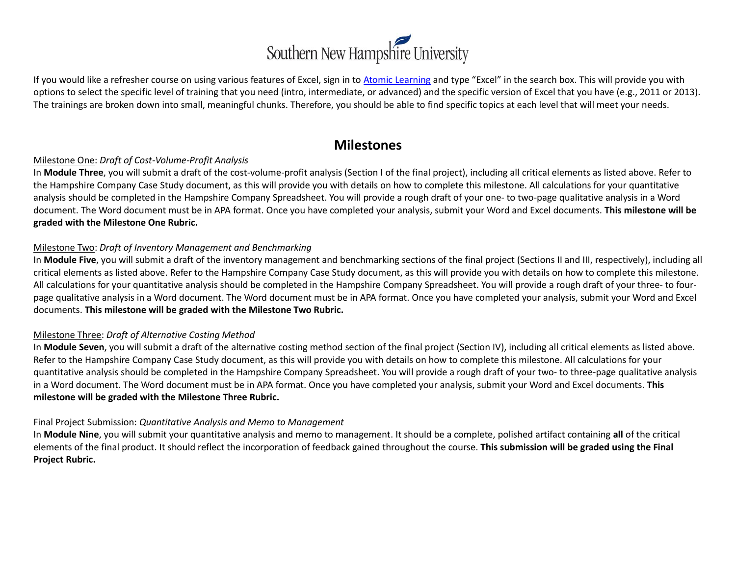If you would like a refresher course on using various features of Excel, sign in to [Atomic Learning](#) and type "Excel" in the search box. This will provide you with options to select the specific level of training that you need (intro, intermediate, or advanced) and the specific version of Excel that you have (e.g., 2011 or 2013). The trainings are broken down into small, meaningful chunks. Therefore, you should be able to find specific topics at each level that will meet your needs.

## Milestones

Milestone One: *Draft of Cost-Volume-Profit Analysis*

In **Module Three**, you will submit a draft of the cost-volume-profit analysis (Section I of the final project), including all critical elements as listed above. Refer to the Hampshire Company Case Study document, as this will provide you with details on how to complete this milestone. All calculations for your quantitative analysis should be completed in the Hampshire Company Spreadsheet. You will provide a rough draft of your one- to two-page qualitative analysis in a Word document. The Word document must be in APA format. Once you have completed your analysis, submit your Word and Excel documents. **This milestone will be graded with the Milestone One Rubric.**

Milestone Two: *Draft of Inventory Management and Benchmarking*

In **Module Five**, you will submit a draft of the inventory management and benchmarking sections of the final project (Sections II and III, respectively), including all critical elements as listed above. Refer to the Hampshire Company Case Study document, as this will provide you with details on how to complete this milestone. All calculations for your quantitative analysis should be completed in the Hampshire Company Spreadsheet. You will provide a rough draft of your three- to four-page qualitative analysis in a Word document. The Word document must be in APA format. Once you have completed your analysis, submit your Word and Excel documents. **This milestone will be graded with the Milestone Two Rubric.**

Milestone Three: *Draft of Alternative Costing Method*

In **Module Seven**, you will submit a draft of the alternative costing method section of the final project (Section IV), including all critical elements as listed above. Refer to the Hampshire Company Case Study document, as this will provide you with details on how to complete this milestone. All calculations for your quantitative analysis should be completed in the Hampshire Company Spreadsheet. You will provide a rough draft of your two- to three-page qualitative analysis in a Word document. The Word document must be in APA format. Once you have completed your analysis, submit your Word and Excel documents. **This milestone will be graded with the Milestone Three Rubric.**

Final Project Submission: *Quantitative Analysis and Memo to Management*

In **Module Nine**, you will submit your quantitative analysis and memo to management. It should be a complete, polished artifact containing **all** of the critical elements of the final product. It should reflect the incorporation of feedback gained throughout the course. **This submission will be graded using the Final Project Rubric.**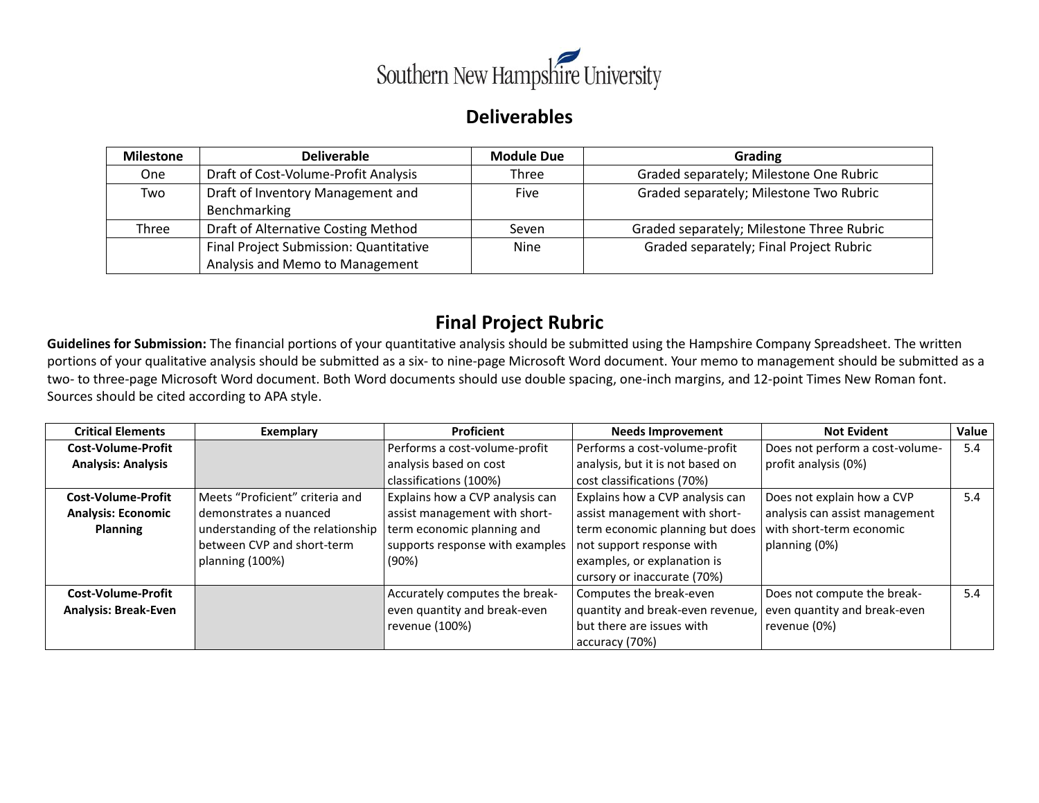## Deliverables

| Milestone | Deliverable | Module Due | Grading |
|---|---|---|---|
| One | Draft of Cost-Volume-Profit Analysis | Three | Graded separately; Milestone One Rubric |
| Two | Draft of Inventory Management and Benchmarking | Five | Graded separately; Milestone Two Rubric |
| Three | Draft of Alternative Costing Method | Seven | Graded separately; Milestone Three Rubric |
| | Final Project Submission: Quantitative Analysis and Memo to Management | Nine | Graded separately; Final Project Rubric |

## Final Project Rubric

**Guidelines for Submission:** The financial portions of your quantitative analysis should be submitted using the Hampshire Company Spreadsheet. The written portions of your qualitative analysis should be submitted as a six- to nine-page Microsoft Word document. Your memo to management should be submitted as a two- to three-page Microsoft Word document. Both Word documents should use double spacing, one-inch margins, and 12-point Times New Roman font. Sources should be cited according to APA style.

| Critical Elements | Exemplary | Proficient | Needs Improvement | Not Evident | Value |
|---|---|---|---|---|---|
| **Cost-Volume-Profit Analysis: Analysis** | | Performs a cost-volume-profit analysis based on cost classifications (100%) | Performs a cost-volume-profit analysis, but it is not based on cost classifications (70%) | Does not perform a cost-volume-profit analysis (0%) | 5.4 |
| **Cost-Volume-Profit Analysis: Economic Planning** | Meets "Proficient" criteria and demonstrates a nuanced understanding of the relationship between CVP and short-term planning (100%) | Explains how a CVP analysis can assist management with short-term economic planning and supports response with examples (90%) | Explains how a CVP analysis can assist management with short-term economic planning but does not support response with examples, or explanation is cursory or inaccurate (70%) | Does not explain how a CVP analysis can assist management with short-term economic planning (0%) | 5.4 |
| **Cost-Volume-Profit Analysis: Break-Even** | | Accurately computes the break-even quantity and break-even revenue (100%) | Computes the break-even quantity and break-even revenue, but there are issues with accuracy (70%) | Does not compute the break-even quantity and break-even revenue (0%) | 5.4 |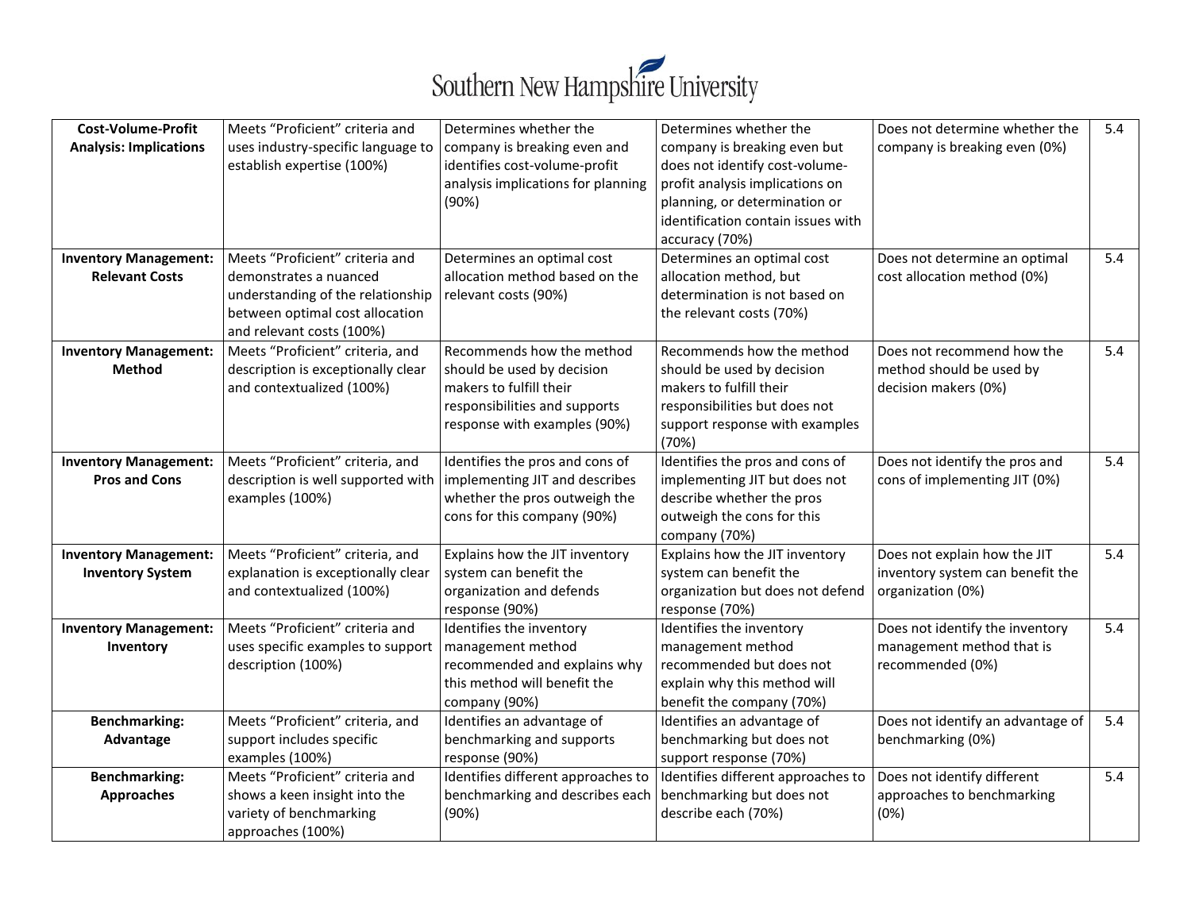| Cost-Volume-Profit Analysis: Implications | Meets "Proficient" criteria and uses industry-specific language to establish expertise (100%) | Determines whether the company is breaking even and identifies cost-volume-profit analysis implications for planning (90%) | Determines whether the company is breaking even but does not identify cost-volume-profit analysis implications on planning, or determination or identification contain issues with accuracy (70%) | Does not determine whether the company is breaking even (0%) | 5.4 |
|---|---|---|---|---|---|
| **Inventory Management: Relevant Costs** | Meets "Proficient" criteria and demonstrates a nuanced understanding of the relationship between optimal cost allocation and relevant costs (100%) | Determines an optimal cost allocation method based on the relevant costs (90%) | Determines an optimal cost allocation method, but determination is not based on the relevant costs (70%) | Does not determine an optimal cost allocation method (0%) | 5.4 |
| **Inventory Management: Method** | Meets "Proficient" criteria, and description is exceptionally clear and contextualized (100%) | Recommends how the method should be used by decision makers to fulfill their responsibilities and supports response with examples (90%) | Recommends how the method should be used by decision makers to fulfill their responsibilities but does not support response with examples (70%) | Does not recommend how the method should be used by decision makers (0%) | 5.4 |
| **Inventory Management: Pros and Cons** | Meets "Proficient" criteria, and description is well supported with examples (100%) | Identifies the pros and cons of implementing JIT and describes whether the pros outweigh the cons for this company (90%) | Identifies the pros and cons of implementing JIT but does not describe whether the pros outweigh the cons for this company (70%) | Does not identify the pros and cons of implementing JIT (0%) | 5.4 |
| **Inventory Management: Inventory System** | Meets "Proficient" criteria, and explanation is exceptionally clear and contextualized (100%) | Explains how the JIT inventory system can benefit the organization and defends response (90%) | Explains how the JIT inventory system can benefit the organization but does not defend response (70%) | Does not explain how the JIT inventory system can benefit the organization (0%) | 5.4 |
| **Inventory Management: Inventory** | Meets "Proficient" criteria and uses specific examples to support description (100%) | Identifies the inventory management method recommended and explains why this method will benefit the company (90%) | Identifies the inventory management method recommended but does not explain why this method will benefit the company (70%) | Does not identify the inventory management method that is recommended (0%) | 5.4 |
| **Benchmarking: Advantage** | Meets "Proficient" criteria, and support includes specific examples (100%) | Identifies an advantage of benchmarking and supports response (90%) | Identifies an advantage of benchmarking but does not support response (70%) | Does not identify an advantage of benchmarking (0%) | 5.4 |
| **Benchmarking: Approaches** | Meets "Proficient" criteria and shows a keen insight into the variety of benchmarking approaches (100%) | Identifies different approaches to benchmarking and describes each (90%) | Identifies different approaches to benchmarking but does not describe each (70%) | Does not identify different approaches to benchmarking (0%) | 5.4 |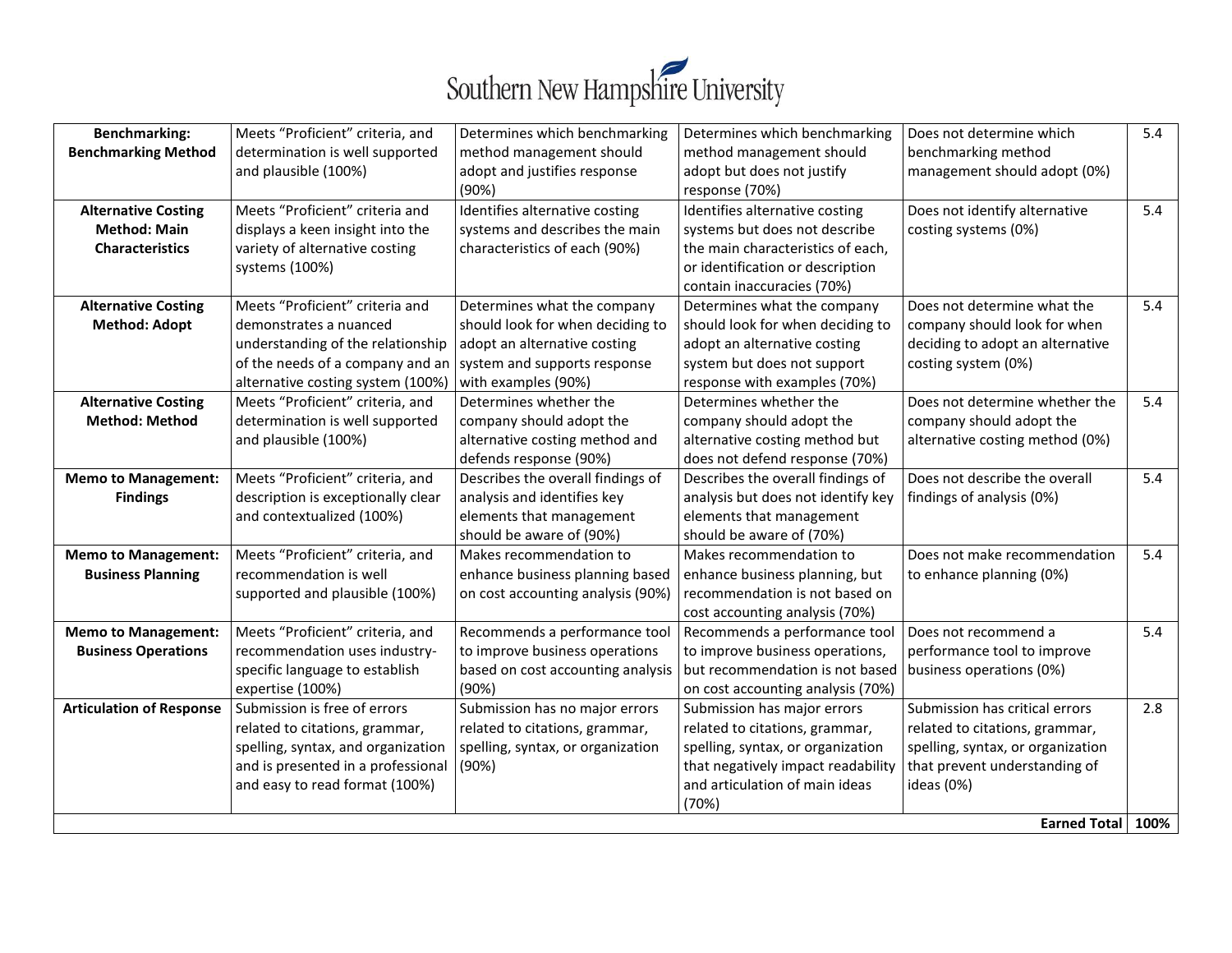| | | | | | |
|---|---|---|---|---|---|
| **Benchmarking: Benchmarking Method** | Meets "Proficient" criteria, and determination is well supported and plausible (100%) | Determines which benchmarking method management should adopt and justifies response (90%) | Determines which benchmarking method management should adopt but does not justify response (70%) | Does not determine which benchmarking method management should adopt (0%) | 5.4 |
| **Alternative Costing Method: Main Characteristics** | Meets "Proficient" criteria and displays a keen insight into the variety of alternative costing systems (100%) | Identifies alternative costing systems and describes the main characteristics of each (90%) | Identifies alternative costing systems but does not describe the main characteristics of each, or identification or description contain inaccuracies (70%) | Does not identify alternative costing systems (0%) | 5.4 |
| **Alternative Costing Method: Adopt** | Meets "Proficient" criteria and demonstrates a nuanced understanding of the relationship of the needs of a company and an alternative costing system (100%) | Determines what the company should look for when deciding to adopt an alternative costing system and supports response with examples (90%) | Determines what the company should look for when deciding to adopt an alternative costing system but does not support response with examples (70%) | Does not determine what the company should look for when deciding to adopt an alternative costing system (0%) | 5.4 |
| **Alternative Costing Method: Method** | Meets "Proficient" criteria, and determination is well supported and plausible (100%) | Determines whether the company should adopt the alternative costing method and defends response (90%) | Determines whether the company should adopt the alternative costing method but does not defend response (70%) | Does not determine whether the company should adopt the alternative costing method (0%) | 5.4 |
| **Memo to Management: Findings** | Meets "Proficient" criteria, and description is exceptionally clear and contextualized (100%) | Describes the overall findings of analysis and identifies key elements that management should be aware of (90%) | Describes the overall findings of analysis but does not identify key elements that management should be aware of (70%) | Does not describe the overall findings of analysis (0%) | 5.4 |
| **Memo to Management: Business Planning** | Meets "Proficient" criteria, and recommendation is well supported and plausible (100%) | Makes recommendation to enhance business planning based on cost accounting analysis (90%) | Makes recommendation to enhance business planning, but recommendation is not based on cost accounting analysis (70%) | Does not make recommendation to enhance planning (0%) | 5.4 |
| **Memo to Management: Business Operations** | Meets "Proficient" criteria, and recommendation uses industry-specific language to establish expertise (100%) | Recommends a performance tool to improve business operations based on cost accounting analysis (90%) | Recommends a performance tool to improve business operations, but recommendation is not based on cost accounting analysis (70%) | Does not recommend a performance tool to improve business operations (0%) | 5.4 |
| **Articulation of Response** | Submission is free of errors related to citations, grammar, spelling, syntax, and organization and is presented in a professional and easy to read format (100%) | Submission has no major errors related to citations, grammar, spelling, syntax, or organization (90%) | Submission has major errors related to citations, grammar, spelling, syntax, or organization that negatively impact readability and articulation of main ideas (70%) | Submission has critical errors related to citations, grammar, spelling, syntax, or organization that prevent understanding of ideas (0%) | 2.8 |
| | | | | **Earned Total** | **100%** |